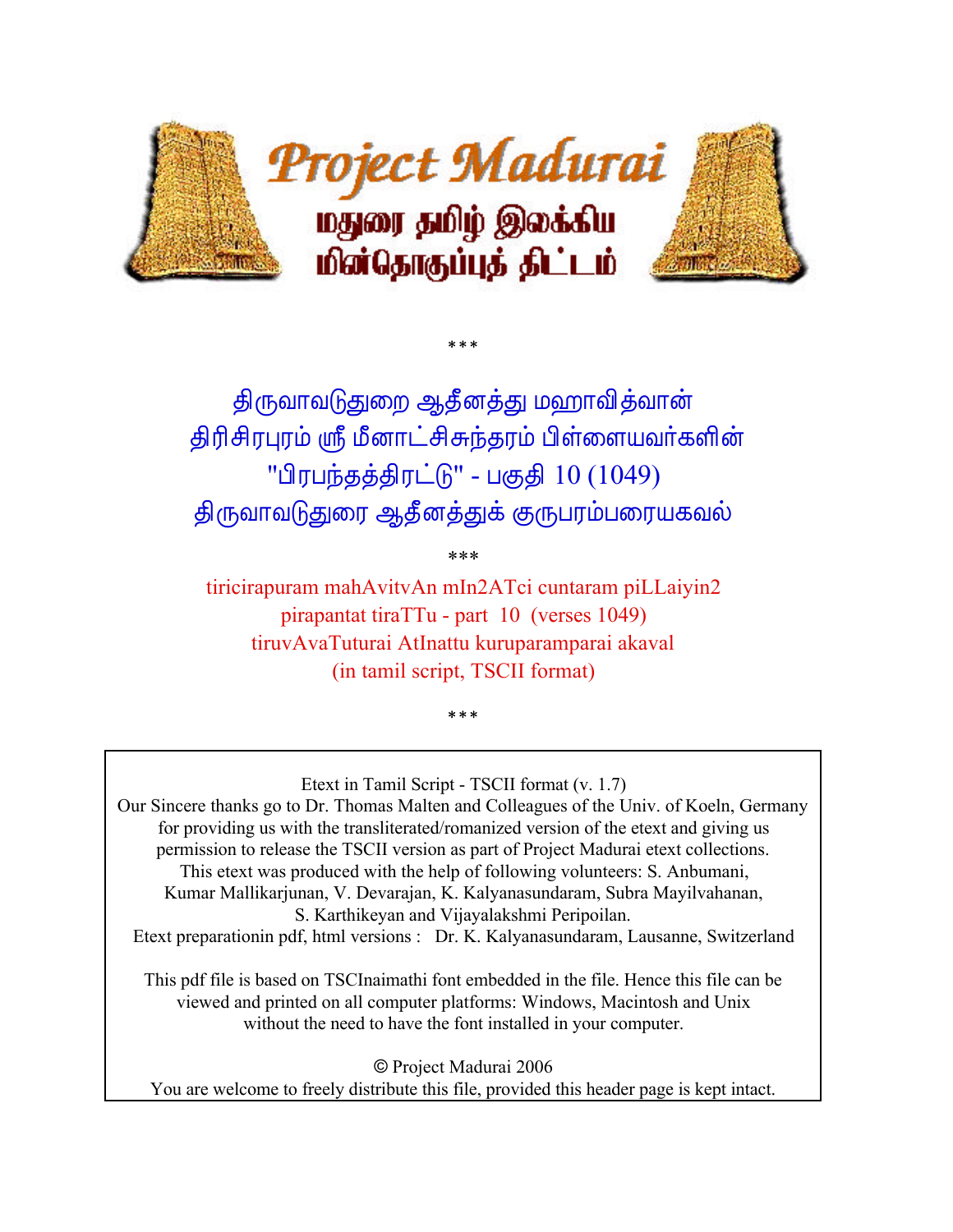Project Madurai

மதுரை தமிழ் இலக்கிய மின்தொகுப்புத் திட்டம்

\*\*\*

# திருவாவடுதுறை ஆதீனத்து மஹாவித்வான் திரிசிரபுரம் ஸ்ரீ மீனாட்சிசுந்தரம் பிள்ளையவர்களின் "பிரபந்தத்திரட்டு" - பகுதி 10 (1049) திருவாவடுதுறை ஆதீனத்துக் குருபரம்பரையகவல்

\*\*\*

tiricirapuram mahAvitvAn mIn2ATci cuntaram piLLaiyin2
pirapantat tiraTTu - part 10 (verses 1049)
tiruvAvaTuturai AtInattu kuruparamparai akaval
(in tamil script, TSCII format)

\*\*\*

Etext in Tamil Script - TSCII format (v. 1.7)
Our Sincere thanks go to Dr. Thomas Malten and Colleagues of the Univ. of Koeln, Germany for providing us with the transliterated/romanized version of the etext and giving us permission to release the TSCII version as part of Project Madurai etext collections.
This etext was produced with the help of following volunteers: S. Anbumani, Kumar Mallikarjunan, V. Devarajan, K. Kalyanasundaram, Subra Mayilvahanan, S. Karthikeyan and Vijayalakshmi Peripoilan.
Etext preparationin pdf, html versions : Dr. K. Kalyanasundaram, Lausanne, Switzerland

This pdf file is based on TSCInaimathi font embedded in the file. Hence this file can be viewed and printed on all computer platforms: Windows, Macintosh and Unix without the need to have the font installed in your computer.

© Project Madurai 2006
You are welcome to freely distribute this file, provided this header page is kept intact.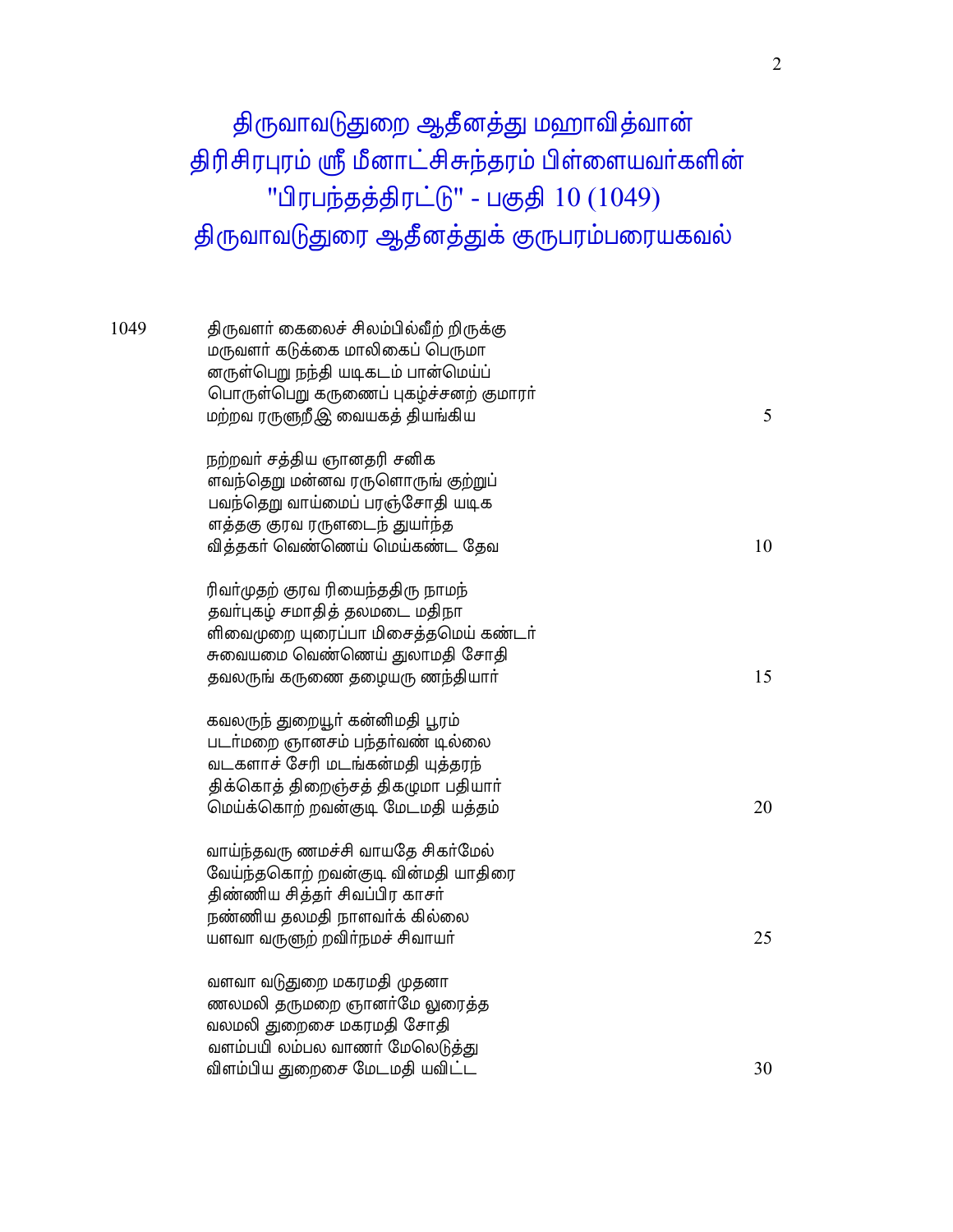# திருவாவடுதுறை ஆதீனத்து மஹாவித்வான் திரிசிரபுரம் ஸ்ரீ மீனாட்சிசுந்தரம் பிள்ளையவர்களின் "பிரபந்தத்திரட்டு" - பகுதி 10 (1049)

## திருவாவடுதுரை ஆதீனத்துக் குருபரம்பரையகவல்

1049

திருவளர் கைலைச் சிலம்பில்வீற் றிருக்கு
மருவளர் கடுக்கை மாலிகைப் பெருமா
னருள்பெறு நந்தி யடிகடம் பான்மெய்ப்
பொருள்பெறு கருணைப் புகழ்ச்சனற் குமாரர்
மற்றவ ரருளுறீஇ வையகத் தியங்கிய (5)

நற்றவர் சத்திய ஞானதரி சனிக
ளவந்தெறு மன்னவ ரருளொருங் குற்றுப்
பவந்தெறு வாய்மைப் பரஞ்சோதி யடிக
ளத்தகு குரவ ரருளடைந் துயர்ந்த
வித்தகர் வெண்ணெய் மெய்கண்ட தேவ (10)

ரிவர்முதற் குரவ ரியைந்ததிரு நாமந்
தவர்புகழ் சமாதித் தலமடை மதிநா
ளிவைமுறை யுரைப்பா மிசைத்தமெய் கண்டர்
சுவையமை வெண்ணெய் துலாமதி சோதி
தவலருங் கருணை தழையரு ணந்தியார் (15)

கவலருந் துறையூர் கன்னிமதி பூரம்
படர்மறை ஞானசம் பந்தர்வண் டில்லை
வடகளாச் சேரி மடங்கன்மதி யுத்தரந்
திக்கொத் திறைஞ்சத் திகழுமா பதியார்
மெய்க்கொற் றவன்குடி மேடமதி யத்தம் (20)

வாய்ந்தவரு ணமச்சி வாயதே சிகர்மேல்
வேய்ந்தகொற் றவன்குடி வின்மதி யாதிரை
திண்ணிய சித்தர் சிவப்பிர காசர்
நண்ணிய தலமதி நாளவர்க் கில்லை
யளவா வருளுற் றவிர்நமச் சிவாயர் (25)

வளவா வடுதுறை மகரமதி முதனா
ணலமலி தருமறை ஞானர்மே லுரைத்த
வலமலி துறைசை மகரமதி சோதி
வளம்பயி லம்பல வாணர் மேலெடுத்து
விளம்பிய துறைசை மேடமதி யவிட்ட (30)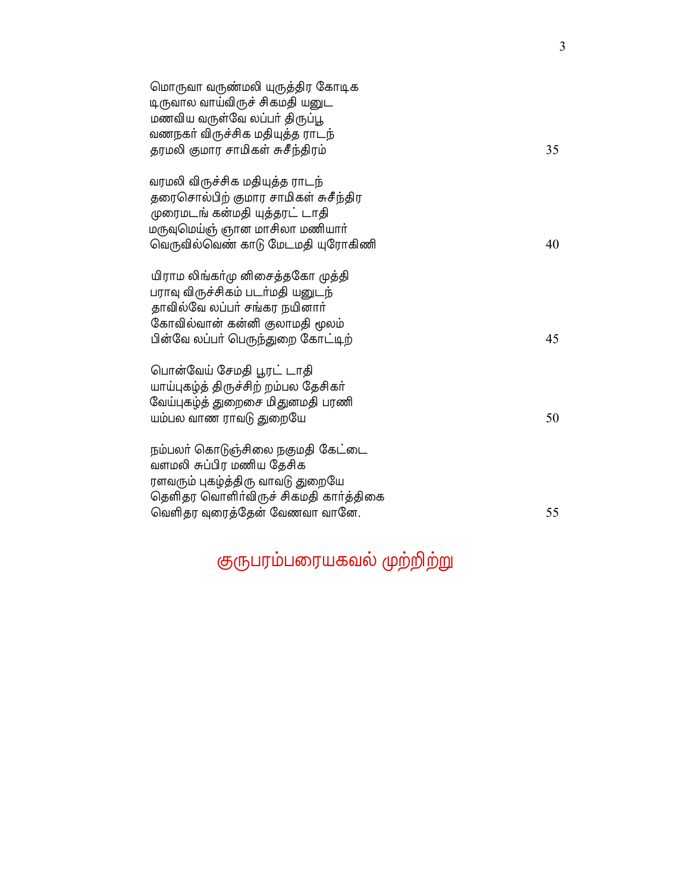மொருவா வருண்மலி யுருத்திர கோடிக
டிருவால வாய்விருச் சிகமதி யனுட
மணவிய வருள்வே லப்பர் திருப்பூ
வணநகர் விருச்சிக மதியுத்த ராடந்
தரமலி குமார சாமிகள் சுசீந்திரம் 35

வரமலி விருச்சிக மதியுத்த ராடந்
தரைசொல்பிற் குமார சாமிகள் சுசீந்திர
முரைமடங் கன்மதி யுத்தரட் டாதி
மருவுமெய்ஞ் ஞான மாசிலா மணியார்
வெருவில்வெண் காடு மேடமதி யுரோகிணி 40

யிராம லிங்கர்மு னிசைத்தகோ முத்தி
பராவு விருச்சிகம் படர்மதி யனுடந்
தாவில்வே லப்பர் சங்கர நயினார்
கோவில்வான் கன்னி குலாமதி மூலம்
பின்வே லப்பர் பெருந்துறை கோட்டிற் 45

பொன்வேய் சேமதி பூரட் டாதி
யாய்புகழ்த் திருச்சிற் றம்பல தேசிகர்
வேய்புகழ்த் துறைசை மிதுனமதி பரணி
யம்பல வாண ராவடு துறையே 50

நம்பலர் கொடுஞ்சிலை நகுமதி கேட்டை
வளமலி சுப்பிர மணிய தேசிக
ரளவரும் புகழ்த்திரு வாவடு துறையே
தெளிதர வொளிர்விருச் சிகமதி கார்த்திகை
வெளிதர வுரைத்தேன் வேணவா வானே. 55

குருபரம்பரையகவல் முற்றிற்று